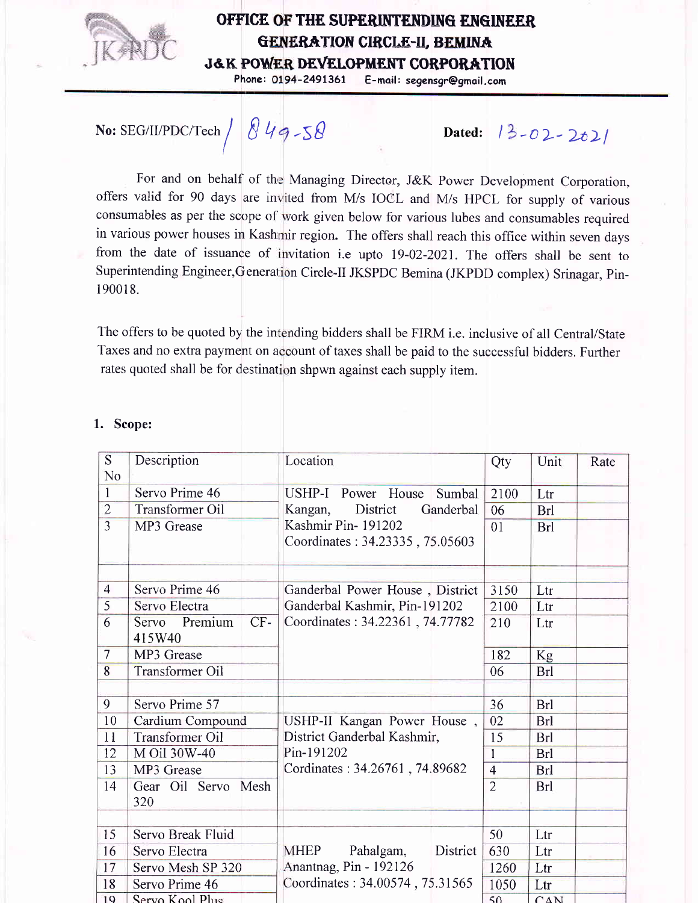# OFFICE OF THE SUPERINTENDING ENGINEER
## GENERATION CIRCLE-II, BEMINA
## J&K POWER DEVELOPMENT CORPORATION

Phone: 0194-2491361 E-mail: segensgr@gmail.com

**No:** SEG/II/PDC/Tech / 849-58 **Dated:** 13-02-2021

For and on behalf of the Managing Director, J&K Power Development Corporation, offers valid for 90 days are invited from M/s IOCL and M/s HPCL for supply of various consumables as per the scope of work given below for various lubes and consumables required in various power houses in Kashmir region. The offers shall reach this office within seven days from the date of issuance of invitation i.e upto 19-02-2021. The offers shall be sent to Superintending Engineer,Generation Circle-II JKSPDC Bemina (JKPDD complex) Srinagar, Pin-190018.

The offers to be quoted by the intending bidders shall be FIRM i.e. inclusive of all Central/State Taxes and no extra payment on account of taxes shall be paid to the successful bidders. Further rates quoted shall be for destination shpwn against each supply item.

1. **Scope:**

| S No | Description | Location | Qty | Unit | Rate |
|---|---|---|---|---|---|
| 1 | Servo Prime 46 | USHP-I Power House Sumbal Kangan, District Ganderbal Kashmir Pin- 191202 Coordinates : 34.23335 , 75.05603 | 2100 | Ltr | |
| 2 | Transformer Oil | | 06 | Brl | |
| 3 | MP3 Grease | | 01 | Brl | |
| | | | | | |
| 4 | Servo Prime 46 | Ganderbal Power House , District Ganderbal Kashmir, Pin-191202 Coordinates : 34.22361 , 74.77782 | 3150 | Ltr | |
| 5 | Servo Electra | | 2100 | Ltr | |
| 6 | Servo Premium CF-415W40 | | 210 | Ltr | |
| 7 | MP3 Grease | | 182 | Kg | |
| 8 | Transformer Oil | | 06 | Brl | |
| | | | | | |
| 9 | Servo Prime 57 | USHP-II Kangan Power House , District Ganderbal Kashmir, Pin-191202 Cordinates : 34.26761 , 74.89682 | 36 | Brl | |
| 10 | Cardium Compound | | 02 | Brl | |
| 11 | Transformer Oil | | 15 | Brl | |
| 12 | M Oil 30W-40 | | 1 | Brl | |
| 13 | MP3 Grease | | 4 | Brl | |
| 14 | Gear Oil Servo Mesh 320 | | 2 | Brl | |
| | | | | | |
| 15 | Servo Break Fluid | MHEP Pahalgam, District Anantnag, Pin - 192126 Coordinates : 34.00574 , 75.31565 | 50 | Ltr | |
| 16 | Servo Electra | | 630 | Ltr | |
| 17 | Servo Mesh SP 320 | | 1260 | Ltr | |
| 18 | Servo Prime 46 | | 1050 | Ltr | |
| 19 | Servo Kool Plus | | 50 | CAN | |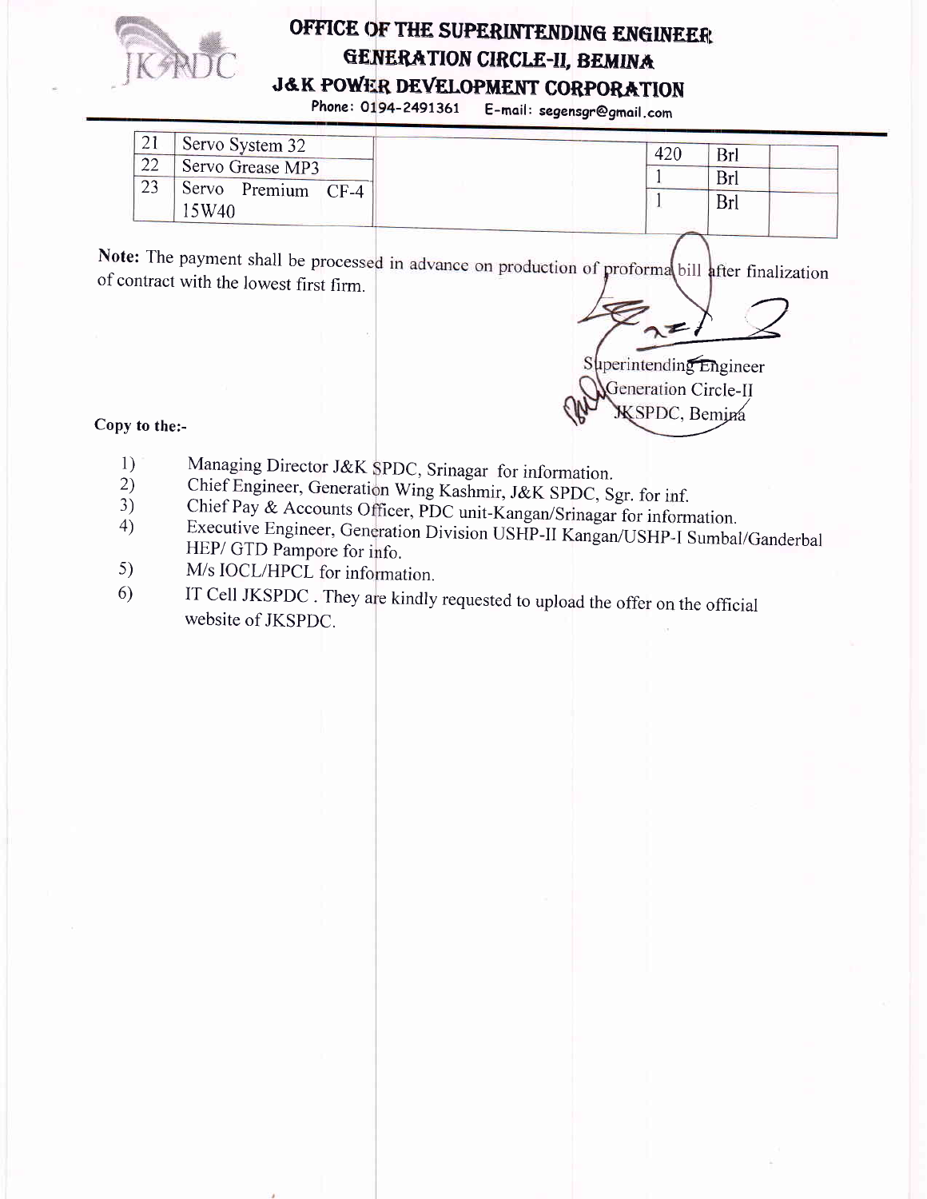# OFFICE OF THE SUPERINTENDING ENGINEER
## GENERATION CIRCLE-II, BEMINA
## J&K POWER DEVELOPMENT CORPORATION

Phone: 0194-2491361 E-mail: segensgr@gmail.com

| | | | | | |
|---|---|---|---|---|---|
| 21 | Servo System 32 | | 420 | Brl | |
| 22 | Servo Grease MP3 | | 1 | Brl | |
| 23 | Servo Premium CF-4 15W40 | | 1 | Brl | |

**Note:** The payment shall be processed in advance on production of proforma bill after finalization of contract with the lowest first firm.

Superintending Engineer
Generation Circle-II
JKSPDC, Bemina

**Copy to the:-**

1) Managing Director J&K SPDC, Srinagar for information.
2) Chief Engineer, Generation Wing Kashmir, J&K SPDC, Sgr. for inf.
3) Chief Pay & Accounts Officer, PDC unit-Kangan/Srinagar for information.
4) Executive Engineer, Generation Division USHP-II Kangan/USHP-I Sumbal/Ganderbal HEP/ GTD Pampore for info.
5) M/s IOCL/HPCL for information.
6) IT Cell JKSPDC . They are kindly requested to upload the offer on the official website of JKSPDC.